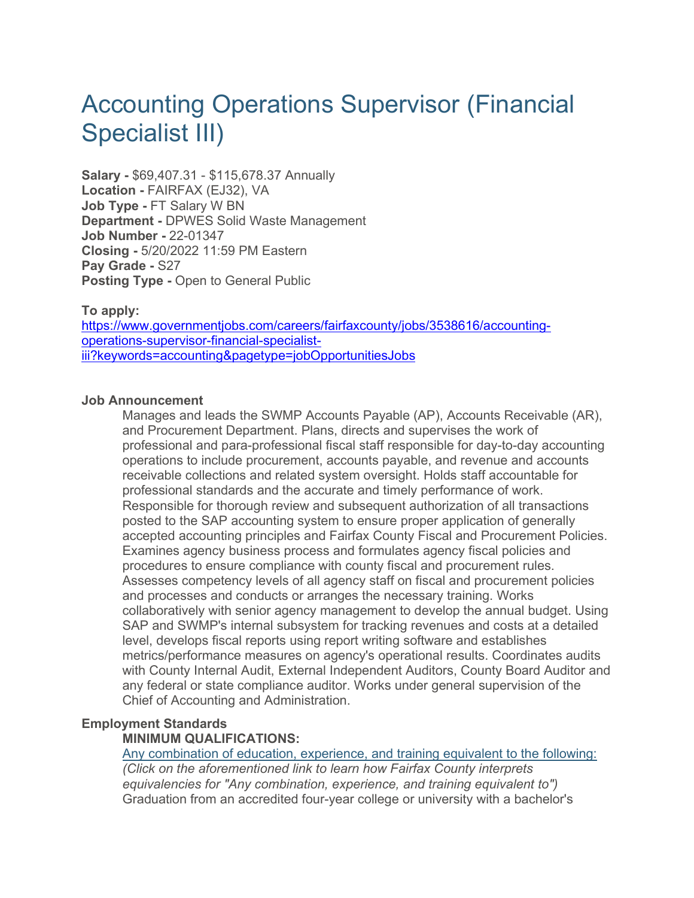# Accounting Operations Supervisor (Financial Specialist III)

**Salary -** $69,407.31 - $115,678.37 Annually
**Location -** FAIRFAX (EJ32), VA
**Job Type -** FT Salary W BN
**Department -** DPWES Solid Waste Management
**Job Number -** 22-01347
**Closing -** 5/20/2022 11:59 PM Eastern
**Pay Grade -** S27
**Posting Type -** Open to General Public

**To apply:**
[https://www.governmentjobs.com/careers/fairfaxcounty/jobs/3538616/accounting-operations-supervisor-financial-specialist-iii?keywords=accounting&pagetype=jobOpportunitiesJobs](https://www.governmentjobs.com/careers/fairfaxcounty/jobs/3538616/accounting-operations-supervisor-financial-specialist-iii?keywords=accounting&pagetype=jobOpportunitiesJobs)

**Job Announcement**

Manages and leads the SWMP Accounts Payable (AP), Accounts Receivable (AR), and Procurement Department. Plans, directs and supervises the work of professional and para-professional fiscal staff responsible for day-to-day accounting operations to include procurement, accounts payable, and revenue and accounts receivable collections and related system oversight. Holds staff accountable for professional standards and the accurate and timely performance of work. Responsible for thorough review and subsequent authorization of all transactions posted to the SAP accounting system to ensure proper application of generally accepted accounting principles and Fairfax County Fiscal and Procurement Policies. Examines agency business process and formulates agency fiscal policies and procedures to ensure compliance with county fiscal and procurement rules. Assesses competency levels of all agency staff on fiscal and procurement policies and processes and conducts or arranges the necessary training. Works collaboratively with senior agency management to develop the annual budget. Using SAP and SWMP's internal subsystem for tracking revenues and costs at a detailed level, develops fiscal reports using report writing software and establishes metrics/performance measures on agency's operational results. Coordinates audits with County Internal Audit, External Independent Auditors, County Board Auditor and any federal or state compliance auditor. Works under general supervision of the Chief of Accounting and Administration.

**Employment Standards**

**MINIMUM QUALIFICATIONS:**

Any combination of education, experience, and training equivalent to the following:
*(Click on the aforementioned link to learn how Fairfax County interprets equivalencies for "Any combination, experience, and training equivalent to")*
Graduation from an accredited four-year college or university with a bachelor's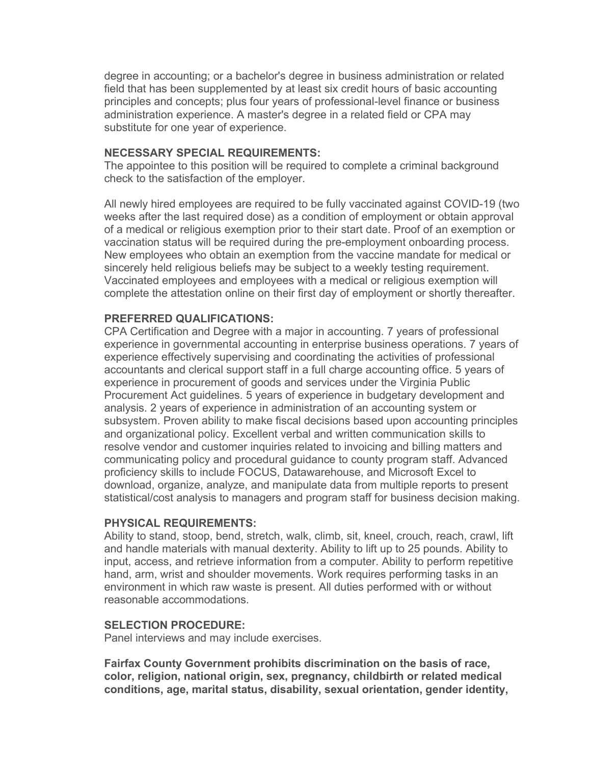degree in accounting; or a bachelor's degree in business administration or related field that has been supplemented by at least six credit hours of basic accounting principles and concepts; plus four years of professional-level finance or business administration experience. A master's degree in a related field or CPA may substitute for one year of experience.

**NECESSARY SPECIAL REQUIREMENTS:**
The appointee to this position will be required to complete a criminal background check to the satisfaction of the employer.

All newly hired employees are required to be fully vaccinated against COVID-19 (two weeks after the last required dose) as a condition of employment or obtain approval of a medical or religious exemption prior to their start date. Proof of an exemption or vaccination status will be required during the pre-employment onboarding process. New employees who obtain an exemption from the vaccine mandate for medical or sincerely held religious beliefs may be subject to a weekly testing requirement. Vaccinated employees and employees with a medical or religious exemption will complete the attestation online on their first day of employment or shortly thereafter.

**PREFERRED QUALIFICATIONS:**
CPA Certification and Degree with a major in accounting. 7 years of professional experience in governmental accounting in enterprise business operations. 7 years of experience effectively supervising and coordinating the activities of professional accountants and clerical support staff in a full charge accounting office. 5 years of experience in procurement of goods and services under the Virginia Public Procurement Act guidelines. 5 years of experience in budgetary development and analysis. 2 years of experience in administration of an accounting system or subsystem. Proven ability to make fiscal decisions based upon accounting principles and organizational policy. Excellent verbal and written communication skills to resolve vendor and customer inquiries related to invoicing and billing matters and communicating policy and procedural guidance to county program staff. Advanced proficiency skills to include FOCUS, Datawarehouse, and Microsoft Excel to download, organize, analyze, and manipulate data from multiple reports to present statistical/cost analysis to managers and program staff for business decision making.

**PHYSICAL REQUIREMENTS:**
Ability to stand, stoop, bend, stretch, walk, climb, sit, kneel, crouch, reach, crawl, lift and handle materials with manual dexterity. Ability to lift up to 25 pounds. Ability to input, access, and retrieve information from a computer. Ability to perform repetitive hand, arm, wrist and shoulder movements. Work requires performing tasks in an environment in which raw waste is present. All duties performed with or without reasonable accommodations.

**SELECTION PROCEDURE:**
Panel interviews and may include exercises.

**Fairfax County Government prohibits discrimination on the basis of race, color, religion, national origin, sex, pregnancy, childbirth or related medical conditions, age, marital status, disability, sexual orientation, gender identity,**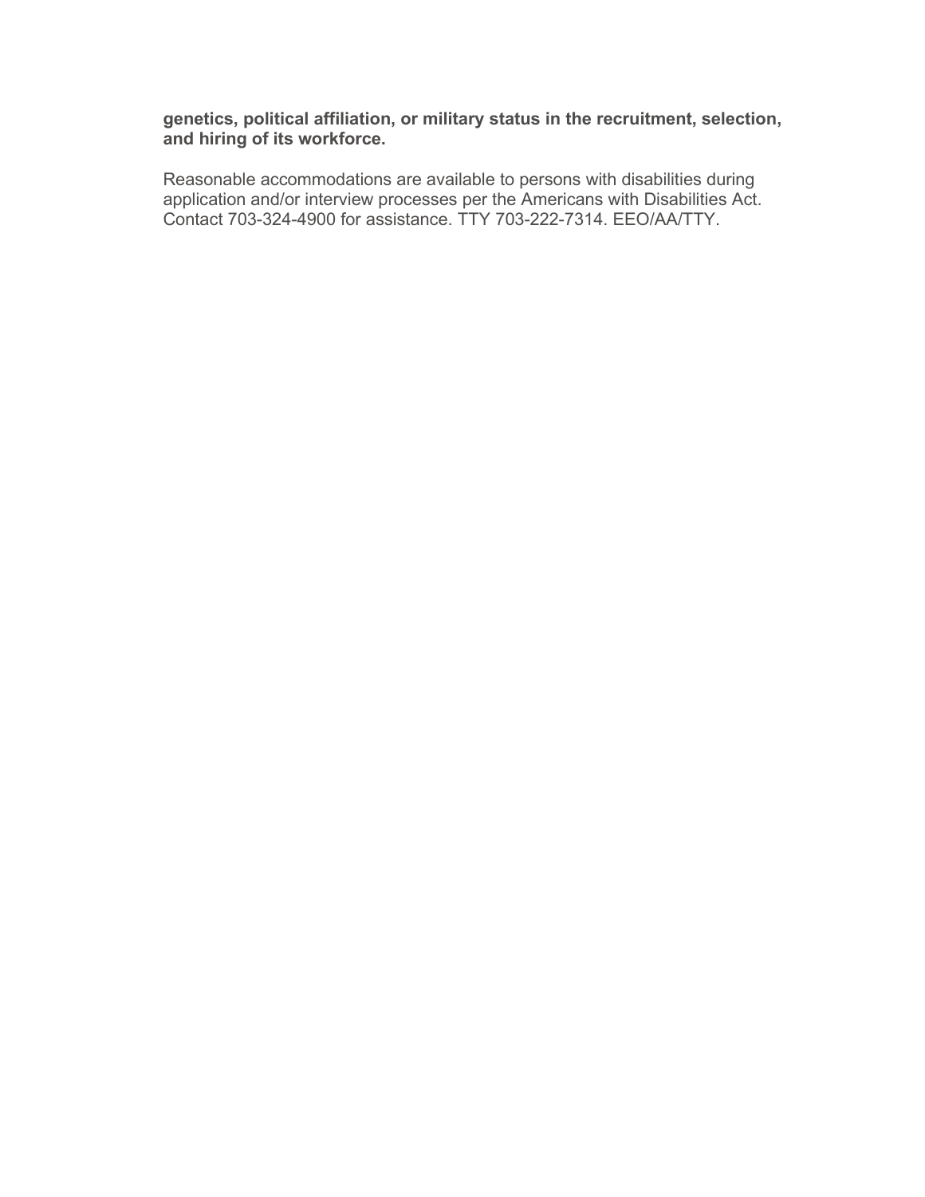**genetics, political affiliation, or military status in the recruitment, selection, and hiring of its workforce.**

Reasonable accommodations are available to persons with disabilities during application and/or interview processes per the Americans with Disabilities Act. Contact 703-324-4900 for assistance. TTY 703-222-7314. EEO/AA/TTY.